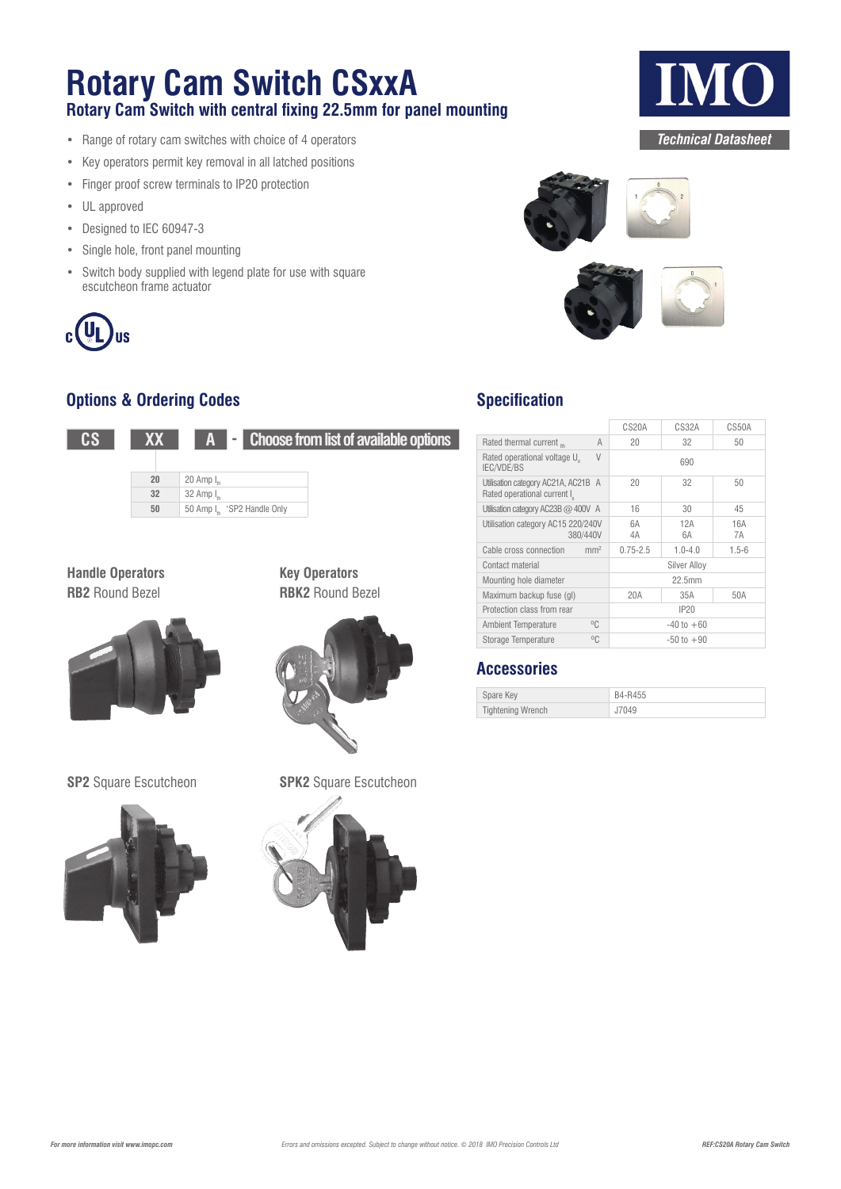# Rotary Cam Switch CSxxA

## Rotary Cam Switch with central fixing 22.5mm for panel mounting

IMO

*Technical Datasheet*

- Range of rotary cam switches with choice of 4 operators
- Key operators permit key removal in all latched positions
- Finger proof screw terminals to IP20 protection
- UL approved
- Designed to IEC 60947-3
- Single hole, front panel mounting
- Switch body supplied with legend plate for use with square escutcheon frame actuator

c UL us

## Options & Ordering Codes

**CS** | **XX** | **A** - **Choose from list of available options**

| XX | |
|---|---|
| **20** | 20 Amp $I_{th}$ |
| **32** | 32 Amp $I_{th}$ |
| **50** | 50 Amp $I_{th}$ *SP2 Handle Only |

### Handle Operators

**RB2** Round Bezel

**SP2** Square Escutcheon

### Key Operators

**RBK2** Round Bezel

**SPK2** Square Escutcheon

## Specification

| | | CS20A | CS32A | CS50A |
|---|---|---|---|---|
| Rated thermal current $_{th}$ | A | 20 | 32 | 50 |
| Rated operational voltage $U_e$ IEC/VDE/BS | V | 690 | | |
| Utilisation category AC21A, AC21B Rated operational current $I_e$ | A | 20 | 32 | 50 |
| Utilisation category AC23B @ 400V | A | 16 | 30 | 45 |
| Utilisation category AC15 | 220/240V<br>380/440V | 6A<br>4A | 12A<br>6A | 16A<br>7A |
| Cable cross connection | $mm^2$ | 0.75-2.5 | 1.0-4.0 | 1.5-6 |
| Contact material | | Silver Alloy | | |
| Mounting hole diameter | | 22.5mm | | |
| Maximum backup fuse (gl) | | 20A | 35A | 50A |
| Protection class from rear | | IP20 | | |
| Ambient Temperature | ºC | -40 to +60 | | |
| Storage Temperature | ºC | -50 to +90 | | |

## Accessories

| | |
|---|---|
| Spare Key | B4-R455 |
| Tightening Wrench | J7049 |

*For more information visit www.imopc.com*

*Errors and omissions excepted. Subject to change without notice. © 2018 IMO Precision Controls Ltd*

*REF:CS20A Rotary Cam Switch*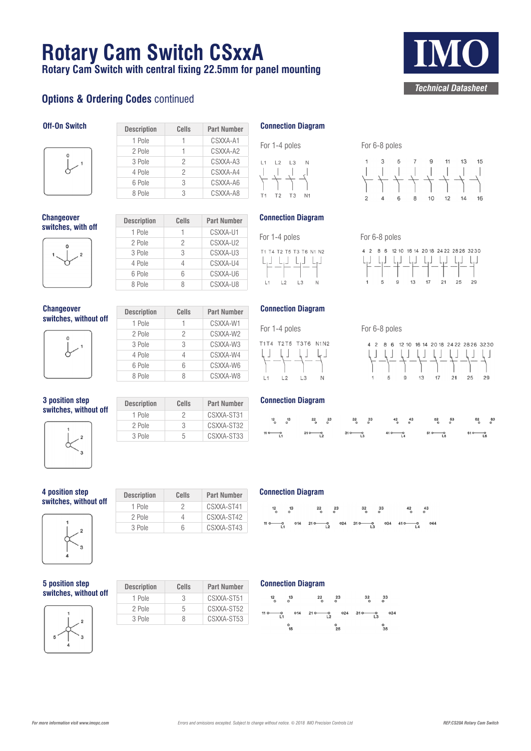# Rotary Cam Switch CSxxA

**Rotary Cam Switch with central fixing 22.5mm for panel mounting**

IMO

*Technical Datasheet*

## Options & Ordering Codes continued

### Off-On Switch

| Description | Cells | Part Number |
|---|---|---|
| 1 Pole | 1 | CSXXA-A1 |
| 2 Pole | 1 | CSXXA-A2 |
| 3 Pole | 2 | CSXXA-A3 |
| 4 Pole | 2 | CSXXA-A4 |
| 6 Pole | 3 | CSXXA-A6 |
| 8 Pole | 3 | CSXXA-A8 |

**Connection Diagram**

For 1-4 poles

For 6-8 poles

### Changeover switches, with off

| Description | Cells | Part Number |
|---|---|---|
| 1 Pole | 1 | CSXXA-U1 |
| 2 Pole | 2 | CSXXA-U2 |
| 3 Pole | 3 | CSXXA-U3 |
| 4 Pole | 4 | CSXXA-U4 |
| 6 Pole | 6 | CSXXA-U6 |
| 8 Pole | 8 | CSXXA-U8 |

**Connection Diagram**

For 1-4 poles

For 6-8 poles

### Changeover switches, without off

| Description | Cells | Part Number |
|---|---|---|
| 1 Pole | 1 | CSXXA-W1 |
| 2 Pole | 2 | CSXXA-W2 |
| 3 Pole | 3 | CSXXA-W3 |
| 4 Pole | 4 | CSXXA-W4 |
| 6 Pole | 6 | CSXXA-W6 |
| 8 Pole | 8 | CSXXA-W8 |

**Connection Diagram**

For 1-4 poles

For 6-8 poles

### 3 position step switches, without off

| Description | Cells | Part Number |
|---|---|---|
| 1 Pole | 2 | CSXXA-ST31 |
| 2 Pole | 3 | CSXXA-ST32 |
| 3 Pole | 5 | CSXXA-ST33 |

**Connection Diagram**

### 4 position step switches, without off

| Description | Cells | Part Number |
|---|---|---|
| 1 Pole | 2 | CSXXA-ST41 |
| 2 Pole | 4 | CSXXA-ST42 |
| 3 Pole | 6 | CSXXA-ST43 |

**Connection Diagram**

### 5 position step switches, without off

| Description | Cells | Part Number |
|---|---|---|
| 1 Pole | 3 | CSXXA-ST51 |
| 2 Pole | 5 | CSXXA-ST52 |
| 3 Pole | 8 | CSXXA-ST53 |

**Connection Diagram**

*For more information visit www.imopc.com*

*Errors and omissions excepted. Subject to change without notice. © 2018 IMO Precision Controls Ltd*

*REF:CS20A Rotary Cam Switch*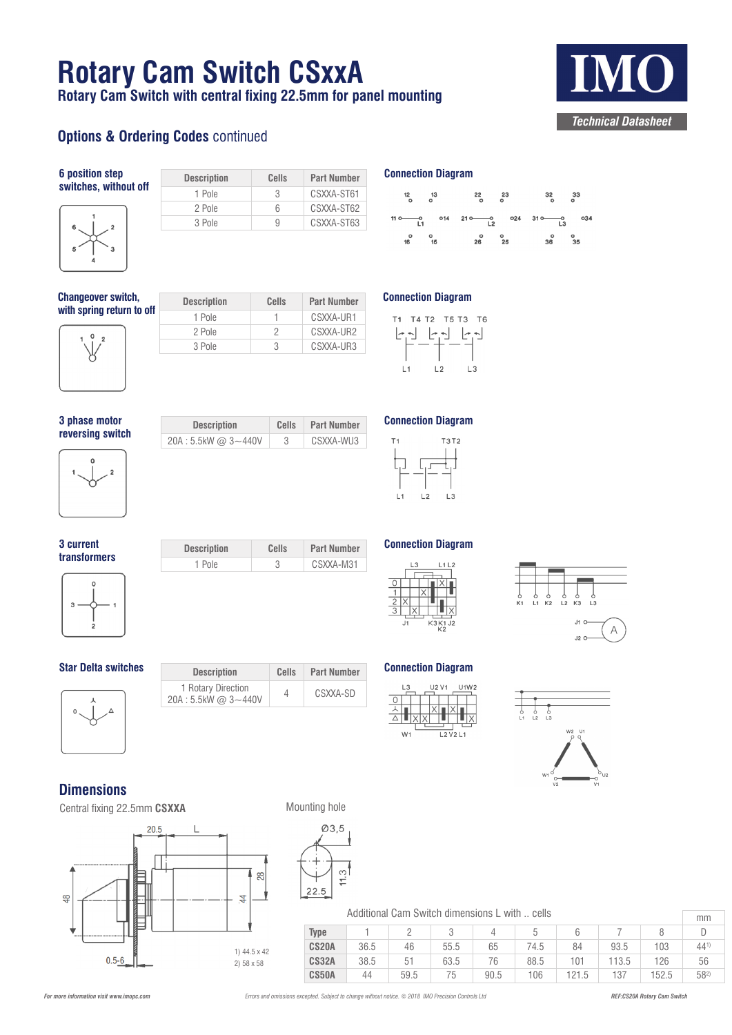# Rotary Cam Switch CSxxA

**Rotary Cam Switch with central fixing 22.5mm for panel mounting**

IMO

*Technical Datasheet*

## Options & Ordering Codes continued

### 6 position step switches, without off

| Description | Cells | Part Number |
|---|---|---|
| 1 Pole | 3 | CSXXA-ST61 |
| 2 Pole | 6 | CSXXA-ST62 |
| 3 Pole | 9 | CSXXA-ST63 |

**Connection Diagram**

### Changeover switch, with spring return to off

| Description | Cells | Part Number |
|---|---|---|
| 1 Pole | 1 | CSXXA-UR1 |
| 2 Pole | 2 | CSXXA-UR2 |
| 3 Pole | 3 | CSXXA-UR3 |

**Connection Diagram**

### 3 phase motor reversing switch

| Description | Cells | Part Number |
|---|---|---|
| 20A : 5.5kW @ 3~440V | 3 | CSXXA-WU3 |

**Connection Diagram**

### 3 current transformers

| Description | Cells | Part Number |
|---|---|---|
| 1 Pole | 3 | CSXXA-M31 |

**Connection Diagram**

### Star Delta switches

| Description | Cells | Part Number |
|---|---|---|
| 1 Rotary Direction 20A : 5.5kW @ 3~440V | 4 | CSXXA-SD |

**Connection Diagram**

## Dimensions

Central fixing 22.5mm **CSXXA**

Mounting hole

1) 44.5 x 42
2) 58 x 58

Additional Cam Switch dimensions L with .. cells

| Type | 1 | 2 | 3 | 4 | 5 | 6 | 7 | 8 | mm D |
|---|---|---|---|---|---|---|---|---|---|
| **CS20A** | 36.5 | 46 | 55.5 | 65 | 74.5 | 84 | 93.5 | 103 | 44[1] |
| **CS32A** | 38.5 | 51 | 63.5 | 76 | 88.5 | 101 | 113.5 | 126 | 56 |
| **CS50A** | 44 | 59.5 | 75 | 90.5 | 106 | 121.5 | 137 | 152.5 | 58[2] |

*For more information visit www.imopc.com*

*Errors and omissions excepted. Subject to change without notice. © 2018 IMO Precision Controls Ltd*

*REF:CS20A Rotary Cam Switch*